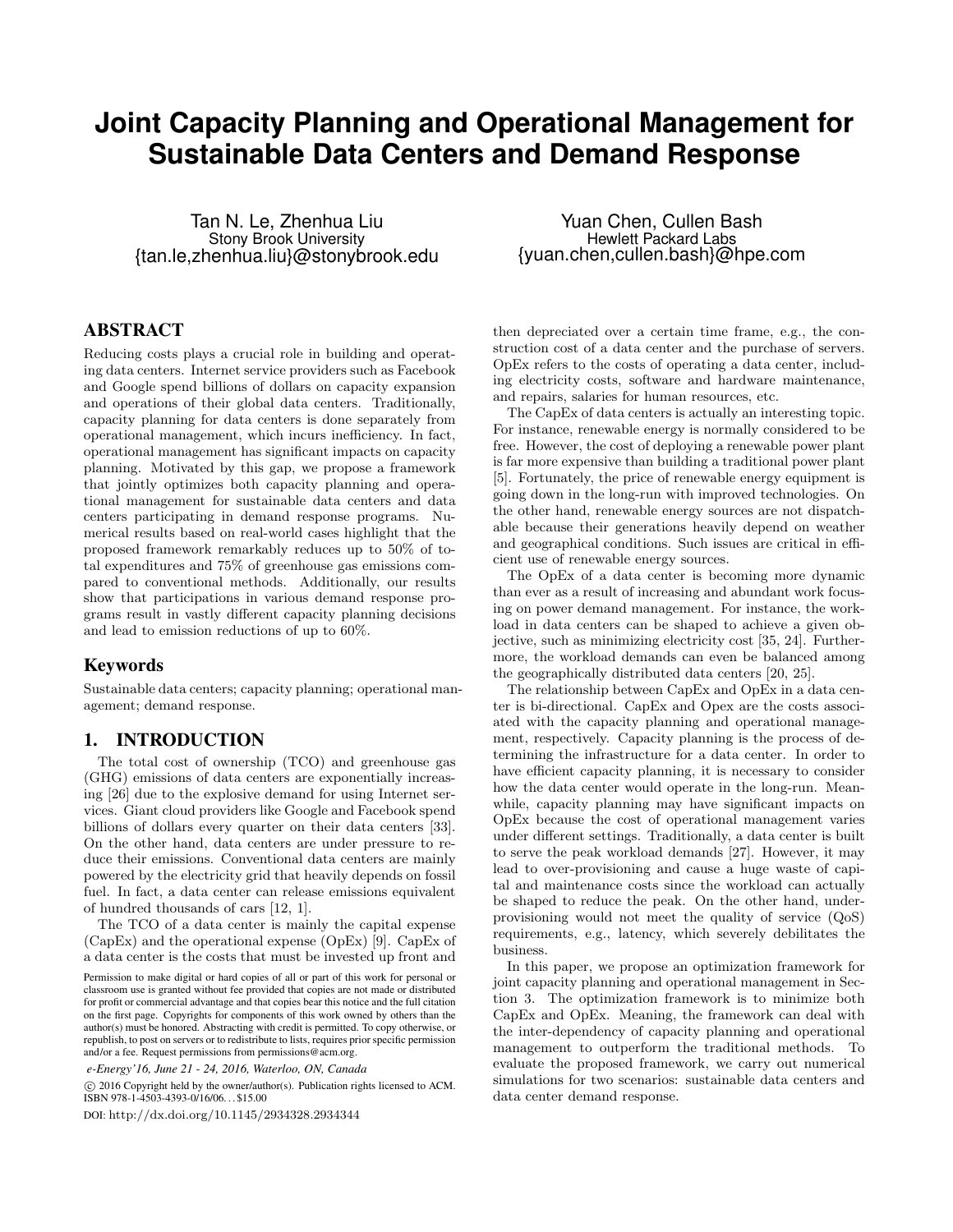# Joint Capacity Planning and Operational Management for Sustainable Data Centers and Demand Response

Tan N. Le, Zhenhua Liu
Stony Brook University
{tan.le,zhenhua.liu}@stonybrook.edu

Yuan Chen, Cullen Bash
Hewlett Packard Labs
{yuan.chen,cullen.bash}@hpe.com

## ABSTRACT

Reducing costs plays a crucial role in building and operating data centers. Internet service providers such as Facebook and Google spend billions of dollars on capacity expansion and operations of their global data centers. Traditionally, capacity planning for data centers is done separately from operational management, which incurs inefficiency. In fact, operational management has significant impacts on capacity planning. Motivated by this gap, we propose a framework that jointly optimizes both capacity planning and operational management for sustainable data centers and data centers participating in demand response programs. Numerical results based on real-world cases highlight that the proposed framework remarkably reduces up to 50% of total expenditures and 75% of greenhouse gas emissions compared to conventional methods. Additionally, our results show that participations in various demand response programs result in vastly different capacity planning decisions and lead to emission reductions of up to 60%.

## Keywords

Sustainable data centers; capacity planning; operational management; demand response.

## 1. INTRODUCTION

The total cost of ownership (TCO) and greenhouse gas (GHG) emissions of data centers are exponentially increasing [26] due to the explosive demand for using Internet services. Giant cloud providers like Google and Facebook spend billions of dollars every quarter on their data centers [33]. On the other hand, data centers are under pressure to reduce their emissions. Conventional data centers are mainly powered by the electricity grid that heavily depends on fossil fuel. In fact, a data center can release emissions equivalent of hundred thousands of cars [12, 1].

The TCO of a data center is mainly the capital expense (CapEx) and the operational expense (OpEx) [9]. CapEx of a data center is the costs that must be invested up front and then depreciated over a certain time frame, e.g., the construction cost of a data center and the purchase of servers. OpEx refers to the costs of operating a data center, including electricity costs, software and hardware maintenance, and repairs, salaries for human resources, etc.

The CapEx of data centers is actually an interesting topic. For instance, renewable energy is normally considered to be free. However, the cost of deploying a renewable power plant is far more expensive than building a traditional power plant [5]. Fortunately, the price of renewable energy equipment is going down in the long-run with improved technologies. On the other hand, renewable energy sources are not dispatchable because their generations heavily depend on weather and geographical conditions. Such issues are critical in efficient use of renewable energy sources.

The OpEx of a data center is becoming more dynamic than ever as a result of increasing and abundant work focusing on power demand management. For instance, the workload in data centers can be shaped to achieve a given objective, such as minimizing electricity cost [35, 24]. Furthermore, the workload demands can even be balanced among the geographically distributed data centers [20, 25].

The relationship between CapEx and OpEx in a data center is bi-directional. CapEx and Opex are the costs associated with the capacity planning and operational management, respectively. Capacity planning is the process of determining the infrastructure for a data center. In order to have efficient capacity planning, it is necessary to consider how the data center would operate in the long-run. Meanwhile, capacity planning may have significant impacts on OpEx because the cost of operational management varies under different settings. Traditionally, a data center is built to serve the peak workload demands [27]. However, it may lead to over-provisioning and cause a huge waste of capital and maintenance costs since the workload can actually be shaped to reduce the peak. On the other hand, under-provisioning would not meet the quality of service (QoS) requirements, e.g., latency, which severely debilitates the business.

In this paper, we propose an optimization framework for joint capacity planning and operational management in Section 3. The optimization framework is to minimize both CapEx and OpEx. Meaning, the framework can deal with the inter-dependency of capacity planning and operational management to outperform the traditional methods. To evaluate the proposed framework, we carry out numerical simulations for two scenarios: sustainable data centers and data center demand response.

Permission to make digital or hard copies of all or part of this work for personal or classroom use is granted without fee provided that copies are not made or distributed for profit or commercial advantage and that copies bear this notice and the full citation on the first page. Copyrights for components of this work owned by others than the author(s) must be honored. Abstracting with credit is permitted. To copy otherwise, or republish, to post on servers or to redistribute to lists, requires prior specific permission and/or a fee. Request permissions from permissions@acm.org.

*e-Energy'16, June 21 - 24, 2016, Waterloo, ON, Canada*

© 2016 Copyright held by the owner/author(s). Publication rights licensed to ACM. ISBN 978-1-4503-4393-0/16/06...$15.00

DOI: http://dx.doi.org/10.1145/2934328.2934344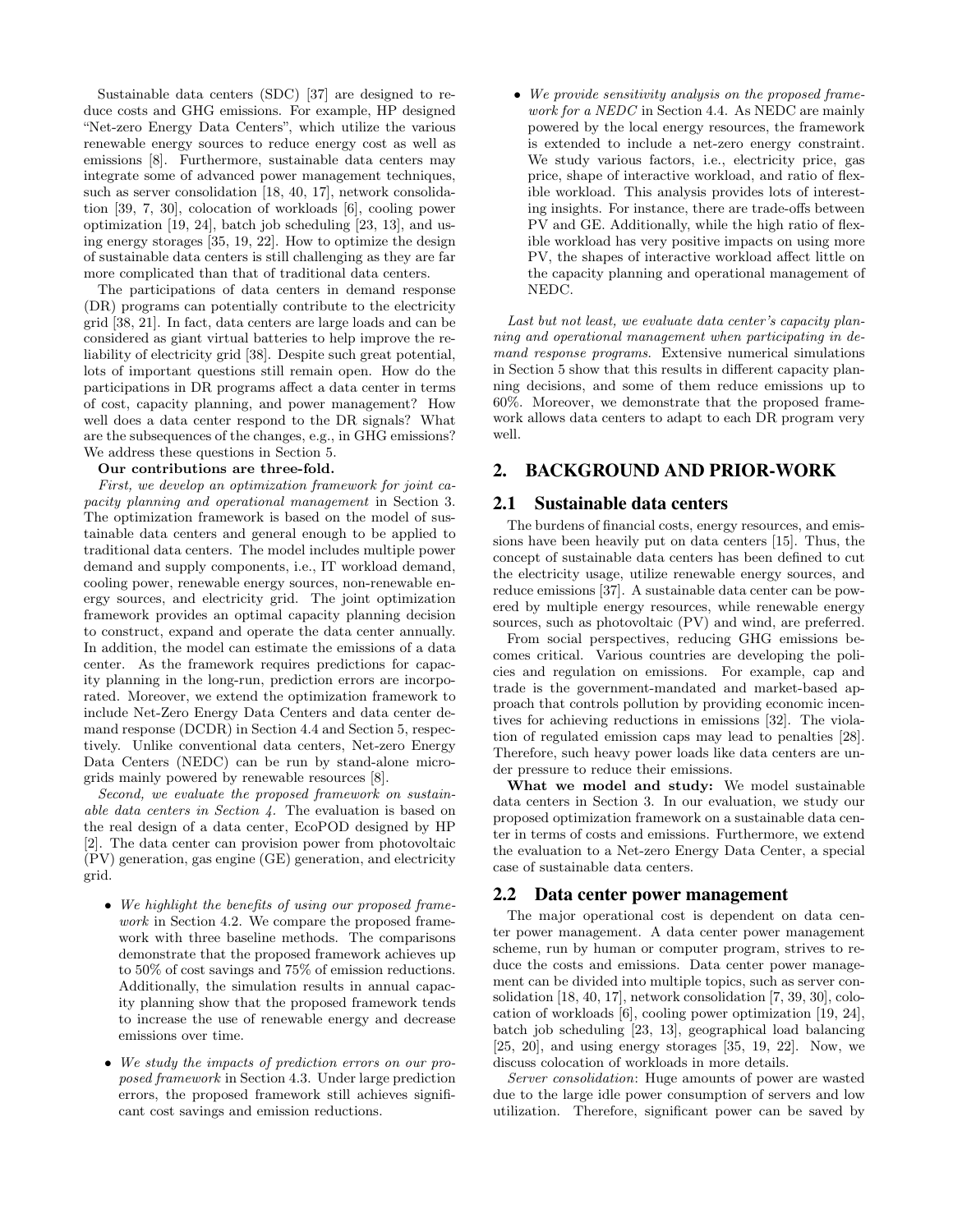Sustainable data centers (SDC) [37] are designed to reduce costs and GHG emissions. For example, HP designed "Net-zero Energy Data Centers", which utilize the various renewable energy sources to reduce energy cost as well as emissions [8]. Furthermore, sustainable data centers may integrate some of advanced power management techniques, such as server consolidation [18, 40, 17], network consolidation [39, 7, 30], colocation of workloads [6], cooling power optimization [19, 24], batch job scheduling [23, 13], and using energy storages [35, 19, 22]. How to optimize the design of sustainable data centers is still challenging as they are far more complicated than that of traditional data centers.

The participations of data centers in demand response (DR) programs can potentially contribute to the electricity grid [38, 21]. In fact, data centers are large loads and can be considered as giant virtual batteries to help improve the reliability of electricity grid [38]. Despite such great potential, lots of important questions still remain open. How do the participations in DR programs affect a data center in terms of cost, capacity planning, and power management? How well does a data center respond to the DR signals? What are the subsequences of the changes, e.g., in GHG emissions? We address these questions in Section 5.

**Our contributions are three-fold.**

*First, we develop an optimization framework for joint capacity planning and operational management* in Section 3. The optimization framework is based on the model of sustainable data centers and general enough to be applied to traditional data centers. The model includes multiple power demand and supply components, i.e., IT workload demand, cooling power, renewable energy sources, non-renewable energy sources, and electricity grid. The joint optimization framework provides an optimal capacity planning decision to construct, expand and operate the data center annually. In addition, the model can estimate the emissions of a data center. As the framework requires predictions for capacity planning in the long-run, prediction errors are incorporated. Moreover, we extend the optimization framework to include Net-Zero Energy Data Centers and data center demand response (DCDR) in Section 4.4 and Section 5, respectively. Unlike conventional data centers, Net-zero Energy Data Centers (NEDC) can be run by stand-alone microgrids mainly powered by renewable resources [8].

*Second, we evaluate the proposed framework on sustainable data centers in Section 4.* The evaluation is based on the real design of a data center, EcoPOD designed by HP [2]. The data center can provision power from photovoltaic (PV) generation, gas engine (GE) generation, and electricity grid.

- *We highlight the benefits of using our proposed framework* in Section 4.2. We compare the proposed framework with three baseline methods. The comparisons demonstrate that the proposed framework achieves up to 50% of cost savings and 75% of emission reductions. Additionally, the simulation results in annual capacity planning show that the proposed framework tends to increase the use of renewable energy and decrease emissions over time.
- *We study the impacts of prediction errors on our proposed framework* in Section 4.3. Under large prediction errors, the proposed framework still achieves significant cost savings and emission reductions.
- *We provide sensitivity analysis on the proposed framework for a NEDC* in Section 4.4. As NEDC are mainly powered by the local energy resources, the framework is extended to include a net-zero energy constraint. We study various factors, i.e., electricity price, gas price, shape of interactive workload, and ratio of flexible workload. This analysis provides lots of interesting insights. For instance, there are trade-offs between PV and GE. Additionally, while the high ratio of flexible workload has very positive impacts on using more PV, the shapes of interactive workload affect little on the capacity planning and operational management of NEDC.

*Last but not least, we evaluate data center's capacity planning and operational management when participating in demand response programs.* Extensive numerical simulations in Section 5 show that this results in different capacity planning decisions, and some of them reduce emissions up to 60%. Moreover, we demonstrate that the proposed framework allows data centers to adapt to each DR program very well.

## 2. BACKGROUND AND PRIOR-WORK

### 2.1 Sustainable data centers

The burdens of financial costs, energy resources, and emissions have been heavily put on data centers [15]. Thus, the concept of sustainable data centers has been defined to cut the electricity usage, utilize renewable energy sources, and reduce emissions [37]. A sustainable data center can be powered by multiple energy resources, while renewable energy sources, such as photovoltaic (PV) and wind, are preferred.

From social perspectives, reducing GHG emissions becomes critical. Various countries are developing the policies and regulation on emissions. For example, cap and trade is the government-mandated and market-based approach that controls pollution by providing economic incentives for achieving reductions in emissions [32]. The violation of regulated emission caps may lead to penalties [28]. Therefore, such heavy power loads like data centers are under pressure to reduce their emissions.

**What we model and study:** We model sustainable data centers in Section 3. In our evaluation, we study our proposed optimization framework on a sustainable data center in terms of costs and emissions. Furthermore, we extend the evaluation to a Net-zero Energy Data Center, a special case of sustainable data centers.

### 2.2 Data center power management

The major operational cost is dependent on data center power management. A data center power management scheme, run by human or computer program, strives to reduce the costs and emissions. Data center power management can be divided into multiple topics, such as server consolidation [18, 40, 17], network consolidation [7, 39, 30], colocation of workloads [6], cooling power optimization [19, 24], batch job scheduling [23, 13], geographical load balancing [25, 20], and using energy storages [35, 19, 22]. Now, we discuss colocation of workloads in more details.

*Server consolidation*: Huge amounts of power are wasted due to the large idle power consumption of servers and low utilization. Therefore, significant power can be saved by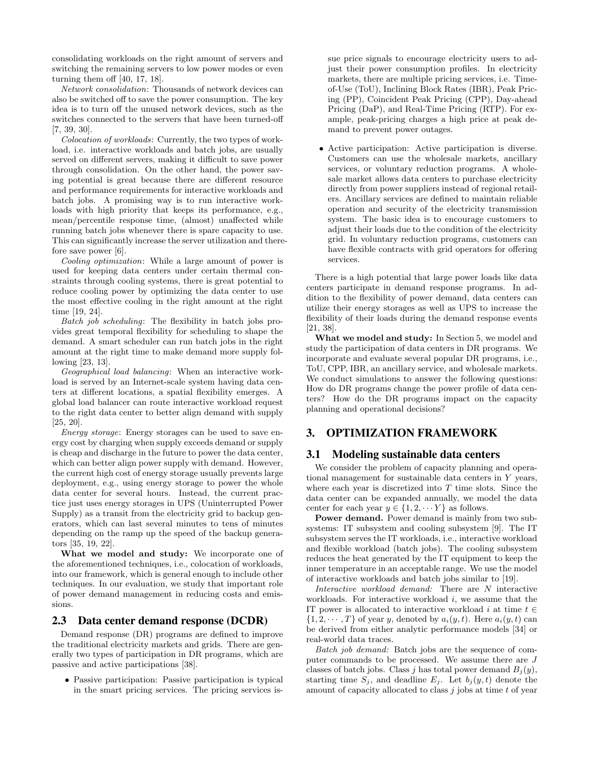consolidating workloads on the right amount of servers and switching the remaining servers to low power modes or even turning them off [40, 17, 18].

*Network consolidation*: Thousands of network devices can also be switched off to save the power consumption. The key idea is to turn off the unused network devices, such as the switches connected to the servers that have been turned-off [7, 39, 30].

*Colocation of workloads*: Currently, the two types of workload, i.e. interactive workloads and batch jobs, are usually served on different servers, making it difficult to save power through consolidation. On the other hand, the power saving potential is great because there are different resource and performance requirements for interactive workloads and batch jobs. A promising way is to run interactive workloads with high priority that keeps its performance, e.g., mean/percentile response time, (almost) unaffected while running batch jobs whenever there is spare capacity to use. This can significantly increase the server utilization and therefore save power [6].

*Cooling optimization*: While a large amount of power is used for keeping data centers under certain thermal constraints through cooling systems, there is great potential to reduce cooling power by optimizing the data center to use the most effective cooling in the right amount at the right time [19, 24].

*Batch job scheduling*: The flexibility in batch jobs provides great temporal flexibility for scheduling to shape the demand. A smart scheduler can run batch jobs in the right amount at the right time to make demand more supply following [23, 13].

*Geographical load balancing*: When an interactive workload is served by an Internet-scale system having data centers at different locations, a spatial flexibility emerges. A global load balancer can route interactive workload request to the right data center to better align demand with supply [25, 20].

*Energy storage*: Energy storages can be used to save energy cost by charging when supply exceeds demand or supply is cheap and discharge in the future to power the data center, which can better align power supply with demand. However, the current high cost of energy storage usually prevents large deployment, e.g., using energy storage to power the whole data center for several hours. Instead, the current practice just uses energy storages in UPS (Uninterrupted Power Supply) as a transit from the electricity grid to backup generators, which can last several minutes to tens of minutes depending on the ramp up the speed of the backup generators [35, 19, 22].

**What we model and study:** We incorporate one of the aforementioned techniques, i.e., colocation of workloads, into our framework, which is general enough to include other techniques. In our evaluation, we study that important role of power demand management in reducing costs and emissions.

## 2.3 Data center demand response (DCDR)

Demand response (DR) programs are defined to improve the traditional electricity markets and grids. There are generally two types of participation in DR programs, which are passive and active participations [38].

- Passive participation: Passive participation is typical in the smart pricing services. The pricing services issue price signals to encourage electricity users to adjust their power consumption profiles. In electricity markets, there are multiple pricing services, i.e. Time-of-Use (ToU), Inclining Block Rates (IBR), Peak Pricing (PP), Coincident Peak Pricing (CPP), Day-ahead Pricing (DaP), and Real-Time Pricing (RTP). For example, peak-pricing charges a high price at peak demand to prevent power outages.
- Active participation: Active participation is diverse. Customers can use the wholesale markets, ancillary services, or voluntary reduction programs. A wholesale market allows data centers to purchase electricity directly from power suppliers instead of regional retailers. Ancillary services are defined to maintain reliable operation and security of the electricity transmission system. The basic idea is to encourage customers to adjust their loads due to the condition of the electricity grid. In voluntary reduction programs, customers can have flexible contracts with grid operators for offering services.

There is a high potential that large power loads like data centers participate in demand response programs. In addition to the flexibility of power demand, data centers can utilize their energy storages as well as UPS to increase the flexibility of their loads during the demand response events [21, 38].

**What we model and study:** In Section 5, we model and study the participation of data centers in DR programs. We incorporate and evaluate several popular DR programs, i.e., ToU, CPP, IBR, an ancillary service, and wholesale markets. We conduct simulations to answer the following questions: How do DR programs change the power profile of data centers? How do the DR programs impact on the capacity planning and operational decisions?

# 3. OPTIMIZATION FRAMEWORK

## 3.1 Modeling sustainable data centers

We consider the problem of capacity planning and operational management for sustainable data centers in $Y$ years, where each year is discretized into $T$ time slots. Since the data center can be expanded annually, we model the data center for each year $y \in \{1, 2, \cdots Y\}$ as follows.

**Power demand.** Power demand is mainly from two subsystems: IT subsystem and cooling subsystem [9]. The IT subsystem serves the IT workloads, i.e., interactive workload and flexible workload (batch jobs). The cooling subsystem reduces the heat generated by the IT equipment to keep the inner temperature in an acceptable range. We use the model of interactive workloads and batch jobs similar to [19].

*Interactive workload demand:* There are $N$ interactive workloads. For interactive workload $i$, we assume that the IT power is allocated to interactive workload $i$ at time $t \in \{1, 2, \cdots, T\}$ of year $y$, denoted by $a_i(y, t)$. Here $a_i(y, t)$ can be derived from either analytic performance models [34] or real-world data traces.

*Batch job demand:* Batch jobs are the sequence of computer commands to be processed. We assume there are $J$ classes of batch jobs. Class $j$ has total power demand $B_j(y)$, starting time $S_j$, and deadline $E_j$. Let $b_j(y, t)$ denote the amount of capacity allocated to class $j$ jobs at time $t$ of year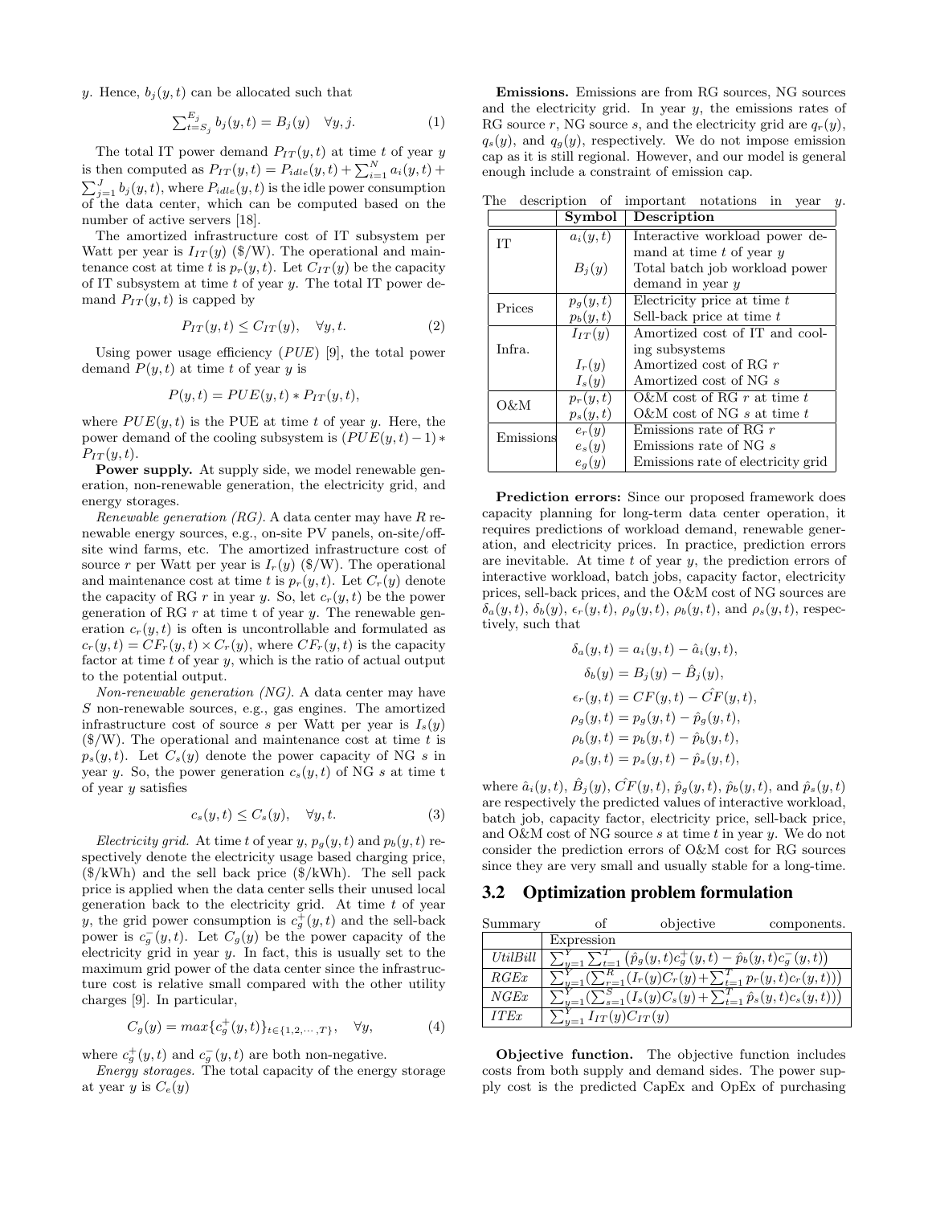$y$. Hence, $b_j(y,t)$ can be allocated such that

$$\sum_{t=S_j}^{E_j} b_j(y,t) = B_j(y) \quad \forall y, j. \tag{1}$$

The total IT power demand $P_{IT}(y,t)$ at time $t$ of year $y$ is then computed as $P_{IT}(y,t) = P_{idle}(y,t) + \sum_{i=1}^{N} a_i(y,t) + \sum_{j=1}^{J} b_j(y,t)$, where $P_{idle}(y,t)$ is the idle power consumption of the data center, which can be computed based on the number of active servers [18].

The amortized infrastructure cost of IT subsystem per Watt per year is $I_{IT}(y)$ (\$/W). The operational and maintenance cost at time $t$ is $p_r(y,t)$. Let $C_{IT}(y)$ be the capacity of IT subsystem at time $t$ of year $y$. The total IT power demand $P_{IT}(y,t)$ is capped by

$$P_{IT}(y,t) \leq C_{IT}(y), \quad \forall y, t. \tag{2}$$

Using power usage efficiency ($PUE$) [9], the total power demand $P(y,t)$ at time $t$ of year $y$ is

$$P(y,t) = PUE(y,t) * P_{IT}(y,t),$$

where $PUE(y,t)$ is the PUE at time $t$ of year $y$. Here, the power demand of the cooling subsystem is $(PUE(y,t)-1) * P_{IT}(y,t)$.

**Power supply.** At supply side, we model renewable generation, non-renewable generation, the electricity grid, and energy storages.

*Renewable generation (RG).* A data center may have $R$ renewable energy sources, e.g., on-site PV panels, on-site/off-site wind farms, etc. The amortized infrastructure cost of source $r$ per Watt per year is $I_r(y)$ (\$/W). The operational and maintenance cost at time $t$ is $p_r(y,t)$. Let $C_r(y)$ denote the capacity of RG $r$ in year $y$. So, let $c_r(y,t)$ be the power generation of RG $r$ at time t of year $y$. The renewable generation $c_r(y,t)$ is often is uncontrollable and formulated as $c_r(y,t) = CF_r(y,t) \times C_r(y)$, where $CF_r(y,t)$ is the capacity factor at time $t$ of year $y$, which is the ratio of actual output to the potential output.

*Non-renewable generation (NG).* A data center may have $S$ non-renewable sources, e.g., gas engines. The amortized infrastructure cost of source $s$ per Watt per year is $I_s(y)$ (\$/W). The operational and maintenance cost at time $t$ is $p_s(y,t)$. Let $C_s(y)$ denote the power capacity of NG $s$ in year $y$. So, the power generation $c_s(y,t)$ of NG $s$ at time t of year $y$ satisfies

$$c_s(y,t) \leq C_s(y), \quad \forall y, t. \tag{3}$$

*Electricity grid.* At time $t$ of year $y$, $p_g(y,t)$ and $p_b(y,t)$ respectively denote the electricity usage based charging price, (\$/kWh) and the sell back price (\$/kWh). The sell pack price is applied when the data center sells their unused local generation back to the electricity grid. At time $t$ of year $y$, the grid power consumption is $c_g^+(y,t)$ and the sell-back power is $c_g^-(y,t)$. Let $C_g(y)$ be the power capacity of the electricity grid in year $y$. In fact, this is usually set to the maximum grid power of the data center since the infrastructure cost is relative small compared with the other utility charges [9]. In particular,

$$C_g(y) = max\{c_g^+(y,t)\}_{t \in \{1,2,\cdots,T\}}, \quad \forall y, \tag{4}$$

where $c_g^+(y,t)$ and $c_g^-(y,t)$ are both non-negative.

*Energy storages.* The total capacity of the energy storage at year $y$ is $C_e(y)$

**Emissions.** Emissions are from RG sources, NG sources and the electricity grid. In year $y$, the emissions rates of RG source $r$, NG source $s$, and the electricity grid are $q_r(y)$, $q_s(y)$, and $q_g(y)$, respectively. We do not impose emission cap as it is still regional. However, and our model is general enough include a constraint of emission cap.

The description of important notations in year $y$.

| | Symbol | Description |
|---|---|---|
| IT | $a_i(y,t)$ | Interactive workload power demand at time $t$ of year $y$ |
| | $B_j(y)$ | Total batch job workload power demand in year $y$ |
| Prices | $p_g(y,t)$ | Electricity price at time $t$ |
| | $p_b(y,t)$ | Sell-back price at time $t$ |
| Infra. | $I_{IT}(y)$ | Amortized cost of IT and cooling subsystems |
| | $I_r(y)$ | Amortized cost of RG $r$ |
| | $I_s(y)$ | Amortized cost of NG $s$ |
| O&M | $p_r(y,t)$ | O&M cost of RG $r$ at time $t$ |
| | $p_s(y,t)$ | O&M cost of NG $s$ at time $t$ |
| Emissions | $e_r(y)$ | Emissions rate of RG $r$ |
| | $e_s(y)$ | Emissions rate of NG $s$ |
| | $e_g(y)$ | Emissions rate of electricity grid |

**Prediction errors:** Since our proposed framework does capacity planning for long-term data center operation, it requires predictions of workload demand, renewable generation, and electricity prices. In practice, prediction errors are inevitable. At time $t$ of year $y$, the prediction errors of interactive workload, batch jobs, capacity factor, electricity prices, sell-back prices, and the O&M cost of NG sources are $\delta_a(y,t)$, $\delta_b(y)$, $\epsilon_r(y,t)$, $\rho_g(y,t)$, $\rho_b(y,t)$, and $\rho_s(y,t)$, respectively, such that

$$\delta_a(y,t) = a_i(y,t) - \hat{a}_i(y,t),$$
$$\delta_b(y) = B_j(y) - \hat{B}_j(y),$$
$$\epsilon_r(y,t) = CF(y,t) - \hat{CF}(y,t),$$
$$\rho_g(y,t) = p_g(y,t) - \hat{p}_g(y,t),$$
$$\rho_b(y,t) = p_b(y,t) - \hat{p}_b(y,t),$$
$$\rho_s(y,t) = p_s(y,t) - \hat{p}_s(y,t),$$

where $\hat{a}_i(y,t)$, $\hat{B}_j(y)$, $\hat{CF}(y,t)$, $\hat{p}_g(y,t)$, $\hat{p}_b(y,t)$, and $\hat{p}_s(y,t)$ are respectively the predicted values of interactive workload, batch job, capacity factor, electricity price, sell-back price, and O&M cost of NG source $s$ at time $t$ in year $y$. We do not consider the prediction errors of O&M cost for RG sources since they are very small and usually stable for a long-time.

## 3.2 Optimization problem formulation

Summary of objective components.

| | Expression |
|---|---|
| *UtilBill* | $\sum_{y=1}^{Y}\sum_{t=1}^{T}\left(\hat{p}_g(y,t)c_g^+(y,t) - \hat{p}_b(y,t)c_g^-(y,t)\right)$ |
| *RGEx* | $\sum_{y=1}^{Y}(\sum_{r=1}^{R}(I_r(y)C_r(y)+\sum_{t=1}^{T}p_r(y,t)c_r(y,t)))$ |
| *NGEx* | $\sum_{y=1}^{Y}(\sum_{s=1}^{S}(I_s(y)C_s(y)+\sum_{t=1}^{T}\hat{p}_s(y,t)c_s(y,t)))$ |
| *ITEx* | $\sum_{y=1}^{Y} I_{IT}(y)C_{IT}(y)$ |

**Objective function.** The objective function includes costs from both supply and demand sides. The power supply cost is the predicted CapEx and OpEx of purchasing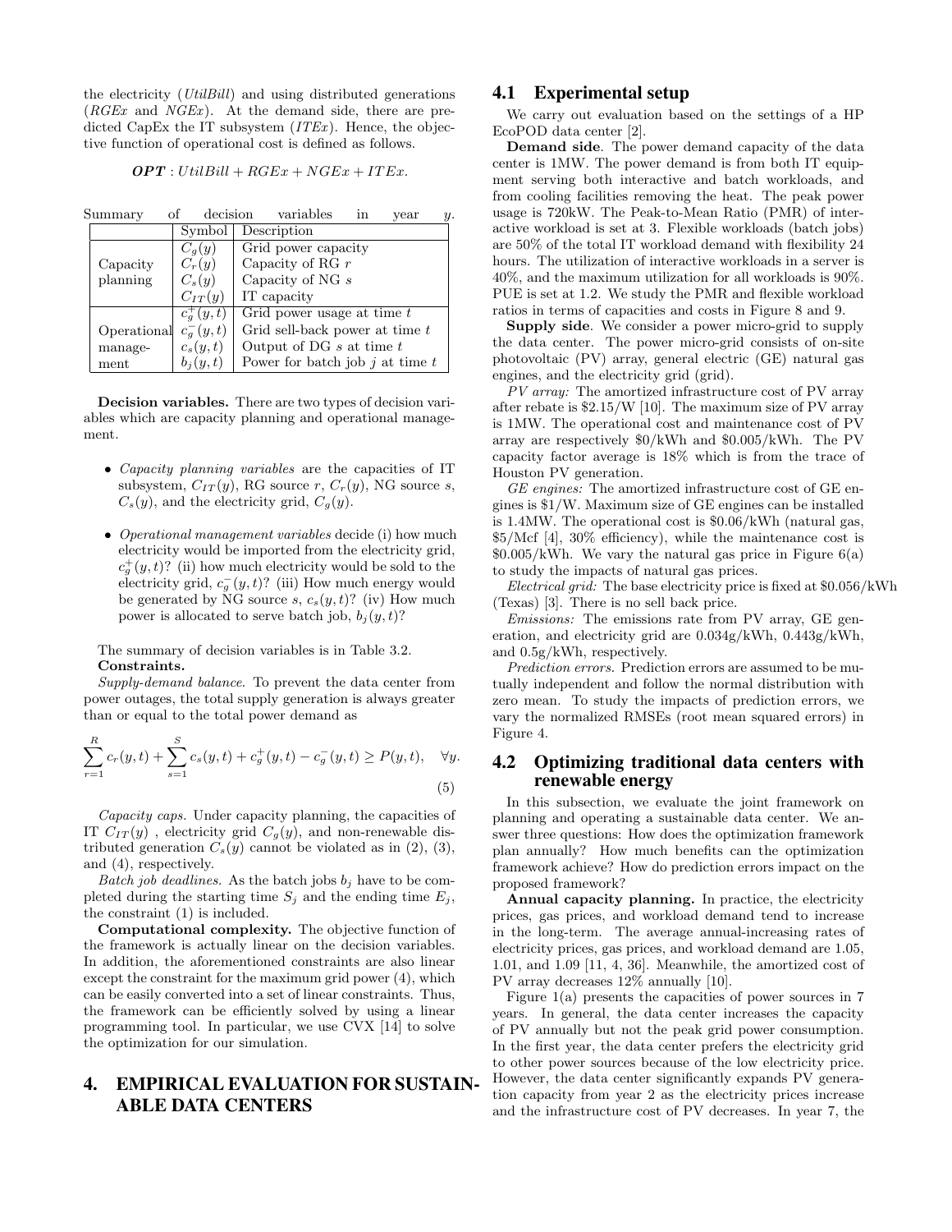the electricity (*UtilBill*) and using distributed generations (*RGEx* and *NGEx*). At the demand side, there are predicted CapEx the IT subsystem (*ITEx*). Hence, the objective function of operational cost is defined as follows.

$$\boldsymbol{OPT} : UtilBill + RGEx + NGEx + ITEx.$$

Summary of decision variables in year $y$.

| | Symbol | Description |
|---|---|---|
| Capacity planning | $C_g(y)$ | Grid power capacity |
| | $C_r(y)$ | Capacity of RG $r$ |
| | $C_s(y)$ | Capacity of NG $s$ |
| | $C_{IT}(y)$ | IT capacity |
| Operational management | $c_g^+(y,t)$ | Grid power usage at time $t$ |
| | $c_g^-(y,t)$ | Grid sell-back power at time $t$ |
| | $c_s(y,t)$ | Output of DG $s$ at time $t$ |
| | $b_j(y,t)$ | Power for batch job $j$ at time $t$ |

**Decision variables.** There are two types of decision variables which are capacity planning and operational management.

- *Capacity planning variables* are the capacities of IT subsystem, $C_{IT}(y)$, RG source $r$, $C_r(y)$, NG source $s$, $C_s(y)$, and the electricity grid, $C_g(y)$.
- *Operational management variables* decide (i) how much electricity would be imported from the electricity grid, $c_g^+(y,t)$? (ii) how much electricity would be sold to the electricity grid, $c_g^-(y,t)$? (iii) How much energy would be generated by NG source $s$, $c_s(y,t)$? (iv) How much power is allocated to serve batch job, $b_j(y,t)$?

The summary of decision variables is in Table 3.2.

**Constraints.**

*Supply-demand balance*. To prevent the data center from power outages, the total supply generation is always greater than or equal to the total power demand as

$$\sum_{r=1}^{R} c_r(y,t) + \sum_{s=1}^{S} c_s(y,t) + c_g^+(y,t) - c_g^-(y,t) \geq P(y,t), \quad \forall y. \tag{5}$$

*Capacity caps.* Under capacity planning, the capacities of IT $C_{IT}(y)$ , electricity grid $C_g(y)$, and non-renewable distributed generation $C_s(y)$ cannot be violated as in (2), (3), and (4), respectively.

*Batch job deadlines.* As the batch jobs $b_j$ have to be completed during the starting time $S_j$ and the ending time $E_j$, the constraint (1) is included.

**Computational complexity.** The objective function of the framework is actually linear on the decision variables. In addition, the aforementioned constraints are also linear except the constraint for the maximum grid power (4), which can be easily converted into a set of linear constraints. Thus, the framework can be efficiently solved by using a linear programming tool. In particular, we use CVX [14] to solve the optimization for our simulation.

# 4. EMPIRICAL EVALUATION FOR SUSTAINABLE DATA CENTERS

## 4.1 Experimental setup

We carry out evaluation based on the settings of a HP EcoPOD data center [2].

**Demand side**. The power demand capacity of the data center is 1MW. The power demand is from both IT equipment serving both interactive and batch workloads, and from cooling facilities removing the heat. The peak power usage is 720kW. The Peak-to-Mean Ratio (PMR) of interactive workload is set at 3. Flexible workloads (batch jobs) are 50% of the total IT workload demand with flexibility 24 hours. The utilization of interactive workloads in a server is 40%, and the maximum utilization for all workloads is 90%. PUE is set at 1.2. We study the PMR and flexible workload ratios in terms of capacities and costs in Figure 8 and 9.

**Supply side**. We consider a power micro-grid to supply the data center. The power micro-grid consists of on-site photovoltaic (PV) array, general electric (GE) natural gas engines, and the electricity grid (grid).

*PV array:* The amortized infrastructure cost of PV array after rebate is \$2.15/W [10]. The maximum size of PV array is 1MW. The operational cost and maintenance cost of PV array are respectively \$0/kWh and \$0.005/kWh. The PV capacity factor average is 18% which is from the trace of Houston PV generation.

*GE engines:* The amortized infrastructure cost of GE engines is \$1/W. Maximum size of GE engines can be installed is 1.4MW. The operational cost is \$0.06/kWh (natural gas, \$5/Mcf [4], 30% efficiency), while the maintenance cost is \$0.005/kWh. We vary the natural gas price in Figure 6(a) to study the impacts of natural gas prices.

*Electrical grid:* The base electricity price is fixed at \$0.056/kWh (Texas) [3]. There is no sell back price.

*Emissions:* The emissions rate from PV array, GE generation, and electricity grid are 0.034g/kWh, 0.443g/kWh, and 0.5g/kWh, respectively.

*Prediction errors.* Prediction errors are assumed to be mutually independent and follow the normal distribution with zero mean. To study the impacts of prediction errors, we vary the normalized RMSEs (root mean squared errors) in Figure 4.

## 4.2 Optimizing traditional data centers with renewable energy

In this subsection, we evaluate the joint framework on planning and operating a sustainable data center. We answer three questions: How does the optimization framework plan annually? How much benefits can the optimization framework achieve? How do prediction errors impact on the proposed framework?

**Annual capacity planning.** In practice, the electricity prices, gas prices, and workload demand tend to increase in the long-term. The average annual-increasing rates of electricity prices, gas prices, and workload demand are 1.05, 1.01, and 1.09 [11, 4, 36]. Meanwhile, the amortized cost of PV array decreases 12% annually [10].

Figure 1(a) presents the capacities of power sources in 7 years. In general, the data center increases the capacity of PV annually but not the peak grid power consumption. In the first year, the data center prefers the electricity grid to other power sources because of the low electricity price. However, the data center significantly expands PV generation capacity from year 2 as the electricity prices increase and the infrastructure cost of PV decreases. In year 7, the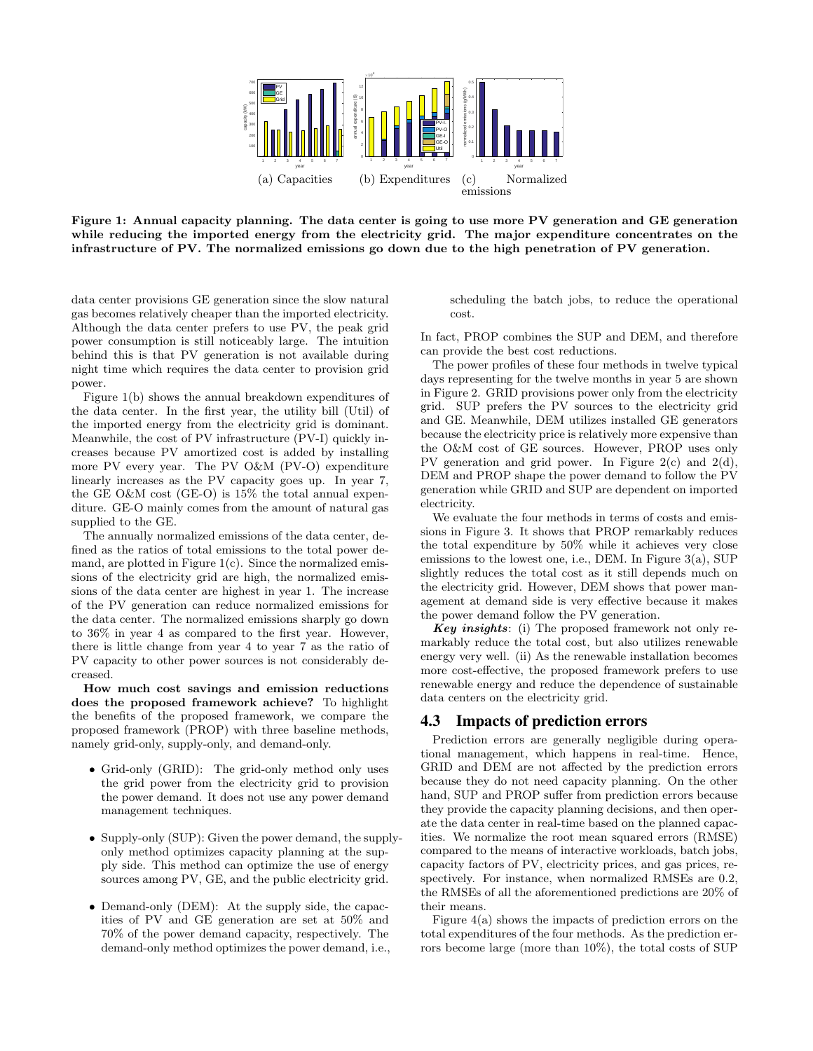(a) Capacities (b) Expenditures (c) Normalized emissions

**Figure 1: Annual capacity planning. The data center is going to use more PV generation and GE generation while reducing the imported energy from the electricity grid. The major expenditure concentrates on the infrastructure of PV. The normalized emissions go down due to the high penetration of PV generation.**

data center provisions GE generation since the slow natural gas becomes relatively cheaper than the imported electricity. Although the data center prefers to use PV, the peak grid power consumption is still noticeably large. The intuition behind this is that PV generation is not available during night time which requires the data center to provision grid power.

Figure 1(b) shows the annual breakdown expenditures of the data center. In the first year, the utility bill (Util) of the imported energy from the electricity grid is dominant. Meanwhile, the cost of PV infrastructure (PV-I) quickly increases because PV amortized cost is added by installing more PV every year. The PV O&M (PV-O) expenditure linearly increases as the PV capacity goes up. In year 7, the GE O&M cost (GE-O) is 15% the total annual expenditure. GE-O mainly comes from the amount of natural gas supplied to the GE.

The annually normalized emissions of the data center, defined as the ratios of total emissions to the total power demand, are plotted in Figure 1(c). Since the normalized emissions of the electricity grid are high, the normalized emissions of the data center are highest in year 1. The increase of the PV generation can reduce normalized emissions for the data center. The normalized emissions sharply go down to 36% in year 4 as compared to the first year. However, there is little change from year 4 to year 7 as the ratio of PV capacity to other power sources is not considerably decreased.

**How much cost savings and emission reductions does the proposed framework achieve?** To highlight the benefits of the proposed framework, we compare the proposed framework (PROP) with three baseline methods, namely grid-only, supply-only, and demand-only.

- Grid-only (GRID): The grid-only method only uses the grid power from the electricity grid to provision the power demand. It does not use any power demand management techniques.

- Supply-only (SUP): Given the power demand, the supply-only method optimizes capacity planning at the supply side. This method can optimize the use of energy sources among PV, GE, and the public electricity grid.

- Demand-only (DEM): At the supply side, the capacities of PV and GE generation are set at 50% and 70% of the power demand capacity, respectively. The demand-only method optimizes the power demand, i.e., scheduling the batch jobs, to reduce the operational cost.

In fact, PROP combines the SUP and DEM, and therefore can provide the best cost reductions.

The power profiles of these four methods in twelve typical days representing for the twelve months in year 5 are shown in Figure 2. GRID provisions power only from the electricity grid. SUP prefers the PV sources to the electricity grid and GE. Meanwhile, DEM utilizes installed GE generators because the electricity price is relatively more expensive than the O&M cost of GE sources. However, PROP uses only PV generation and grid power. In Figure 2(c) and 2(d), DEM and PROP shape the power demand to follow the PV generation while GRID and SUP are dependent on imported electricity.

We evaluate the four methods in terms of costs and emissions in Figure 3. It shows that PROP remarkably reduces the total expenditure by 50% while it achieves very close emissions to the lowest one, i.e., DEM. In Figure 3(a), SUP slightly reduces the total cost as it still depends much on the electricity grid. However, DEM shows that power management at demand side is very effective because it makes the power demand follow the PV generation.

***Key insights***: (i) The proposed framework not only remarkably reduce the total cost, but also utilizes renewable energy very well. (ii) As the renewable installation becomes more cost-effective, the proposed framework prefers to use renewable energy and reduce the dependence of sustainable data centers on the electricity grid.

## 4.3 Impacts of prediction errors

Prediction errors are generally negligible during operational management, which happens in real-time. Hence, GRID and DEM are not affected by the prediction errors because they do not need capacity planning. On the other hand, SUP and PROP suffer from prediction errors because they provide the capacity planning decisions, and then operate the data center in real-time based on the planned capacities. We normalize the root mean squared errors (RMSE) compared to the means of interactive workloads, batch jobs, capacity factors of PV, electricity prices, and gas prices, respectively. For instance, when normalized RMSEs are 0.2, the RMSEs of all the aforementioned predictions are 20% of their means.

Figure 4(a) shows the impacts of prediction errors on the total expenditures of the four methods. As the prediction errors become large (more than 10%), the total costs of SUP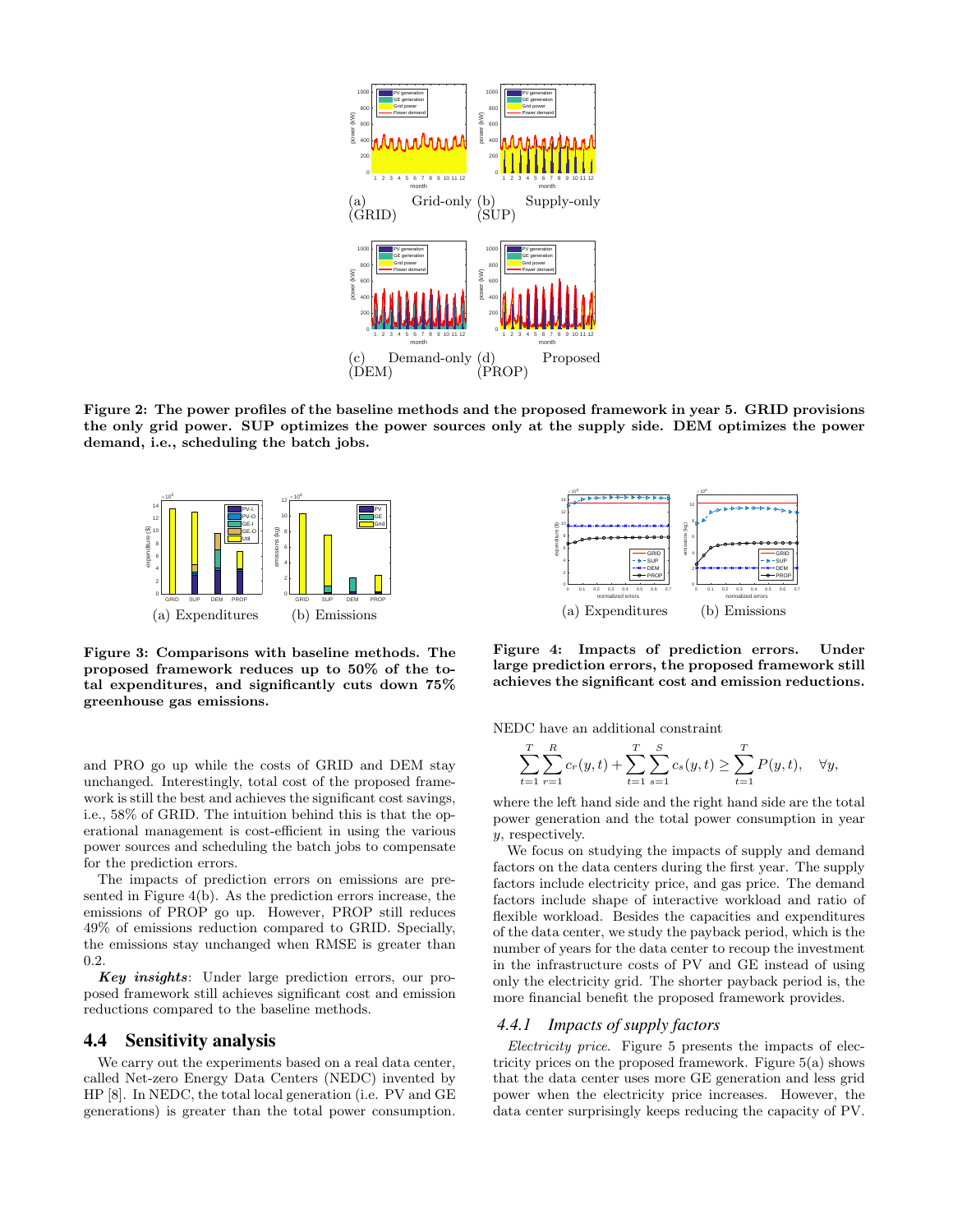(a) Grid-only (GRID)

(b) Supply-only (SUP)

(c) Demand-only (DEM)

(d) Proposed (PROP)

**Figure 2: The power profiles of the baseline methods and the proposed framework in year 5. GRID provisions the only grid power. SUP optimizes the power sources only at the supply side. DEM optimizes the power demand, i.e., scheduling the batch jobs.**

(a) Expenditures

(b) Emissions

**Figure 3: Comparisons with baseline methods. The proposed framework reduces up to 50% of the total expenditures, and significantly cuts down 75% greenhouse gas emissions.**

(a) Expenditures

(b) Emissions

**Figure 4: Impacts of prediction errors. Under large prediction errors, the proposed framework still achieves the significant cost and emission reductions.**

and PRO go up while the costs of GRID and DEM stay unchanged. Interestingly, total cost of the proposed framework is still the best and achieves the significant cost savings, i.e., 58% of GRID. The intuition behind this is that the operational management is cost-efficient in using the various power sources and scheduling the batch jobs to compensate for the prediction errors.

The impacts of prediction errors on emissions are presented in Figure 4(b). As the prediction errors increase, the emissions of PROP go up. However, PROP still reduces 49% of emissions reduction compared to GRID. Specially, the emissions stay unchanged when RMSE is greater than 0.2.

***Key insights***: Under large prediction errors, our proposed framework still achieves significant cost and emission reductions compared to the baseline methods.

## 4.4 Sensitivity analysis

We carry out the experiments based on a real data center, called Net-zero Energy Data Centers (NEDC) invented by HP [8]. In NEDC, the total local generation (i.e. PV and GE generations) is greater than the total power consumption. NEDC have an additional constraint

$$\sum_{t=1}^{T}\sum_{r=1}^{R} c_r(y,t) + \sum_{t=1}^{T}\sum_{s=1}^{S} c_s(y,t) \geq \sum_{t=1}^{T} P(y,t), \quad \forall y,$$

where the left hand side and the right hand side are the total power generation and the total power consumption in year $y$, respectively.

We focus on studying the impacts of supply and demand factors on the data centers during the first year. The supply factors include electricity price, and gas price. The demand factors include shape of interactive workload and ratio of flexible workload. Besides the capacities and expenditures of the data center, we study the payback period, which is the number of years for the data center to recoup the investment in the infrastructure costs of PV and GE instead of using only the electricity grid. The shorter payback period is, the more financial benefit the proposed framework provides.

### 4.4.1 *Impacts of supply factors*

*Electricity price*. Figure 5 presents the impacts of electricity prices on the proposed framework. Figure 5(a) shows that the data center uses more GE generation and less grid power when the electricity price increases. However, the data center surprisingly keeps reducing the capacity of PV.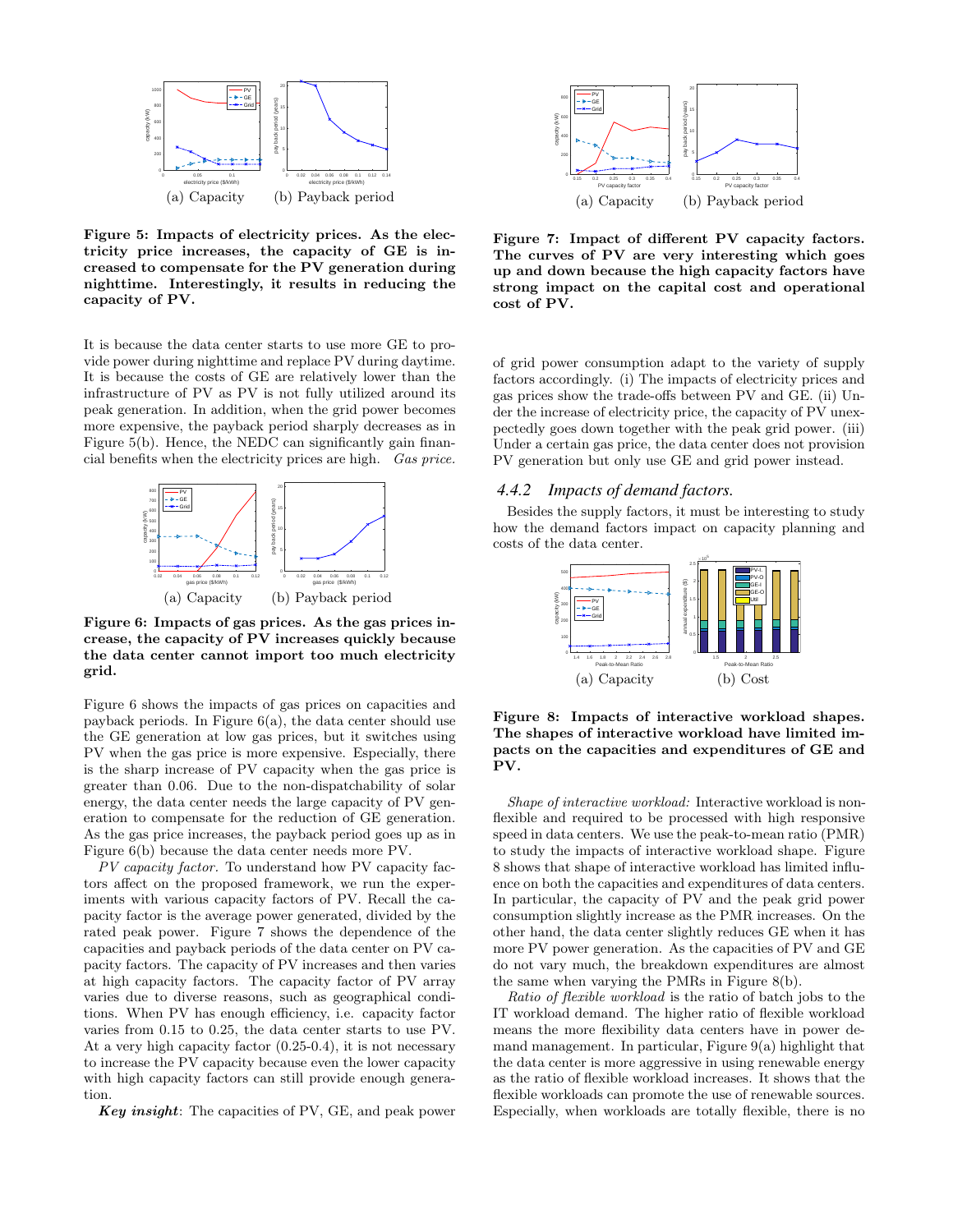(a) Capacity (b) Payback period

**Figure 5: Impacts of electricity prices. As the electricity price increases, the capacity of GE is increased to compensate for the PV generation during nighttime. Interestingly, it results in reducing the capacity of PV.**

It is because the data center starts to use more GE to provide power during nighttime and replace PV during daytime. It is because the costs of GE are relatively lower than the infrastructure of PV as PV is not fully utilized around its peak generation. In addition, when the grid power becomes more expensive, the payback period sharply decreases as in Figure 5(b). Hence, the NEDC can significantly gain financial benefits when the electricity prices are high. *Gas price.*

(a) Capacity (b) Payback period

**Figure 6: Impacts of gas prices. As the gas prices increase, the capacity of PV increases quickly because the data center cannot import too much electricity grid.**

Figure 6 shows the impacts of gas prices on capacities and payback periods. In Figure 6(a), the data center should use the GE generation at low gas prices, but it switches using PV when the gas price is more expensive. Especially, there is the sharp increase of PV capacity when the gas price is greater than 0.06. Due to the non-dispatchability of solar energy, the data center needs the large capacity of PV generation to compensate for the reduction of GE generation. As the gas price increases, the payback period goes up as in Figure 6(b) because the data center needs more PV.

*PV capacity factor.* To understand how PV capacity factors affect on the proposed framework, we run the experiments with various capacity factors of PV. Recall the capacity factor is the average power generated, divided by the rated peak power. Figure 7 shows the dependence of the capacities and payback periods of the data center on PV capacity factors. The capacity of PV increases and then varies at high capacity factors. The capacity factor of PV array varies due to diverse reasons, such as geographical conditions. When PV has enough efficiency, i.e. capacity factor varies from 0.15 to 0.25, the data center starts to use PV. At a very high capacity factor (0.25-0.4), it is not necessary to increase the PV capacity because even the lower capacity with high capacity factors can still provide enough generation.

***Key insight***: The capacities of PV, GE, and peak power

(a) Capacity (b) Payback period

**Figure 7: Impact of different PV capacity factors. The curves of PV are very interesting which goes up and down because the high capacity factors have strong impact on the capital cost and operational cost of PV.**

of grid power consumption adapt to the variety of supply factors accordingly. (i) The impacts of electricity prices and gas prices show the trade-offs between PV and GE. (ii) Under the increase of electricity price, the capacity of PV unexpectedly goes down together with the peak grid power. (iii) Under a certain gas price, the data center does not provision PV generation but only use GE and grid power instead.

### 4.4.2 *Impacts of demand factors.*

Besides the supply factors, it must be interesting to study how the demand factors impact on capacity planning and costs of the data center.

(a) Capacity (b) Cost

**Figure 8: Impacts of interactive workload shapes. The shapes of interactive workload have limited impacts on the capacities and expenditures of GE and PV.**

*Shape of interactive workload:* Interactive workload is non-flexible and required to be processed with high responsive speed in data centers. We use the peak-to-mean ratio (PMR) to study the impacts of interactive workload shape. Figure 8 shows that shape of interactive workload has limited influence on both the capacities and expenditures of data centers. In particular, the capacity of PV and the peak grid power consumption slightly increase as the PMR increases. On the other hand, the data center slightly reduces GE when it has more PV power generation. As the capacities of PV and GE do not vary much, the breakdown expenditures are almost the same when varying the PMRs in Figure 8(b).

*Ratio of flexible workload* is the ratio of batch jobs to the IT workload demand. The higher ratio of flexible workload means the more flexibility data centers have in power demand management. In particular, Figure 9(a) highlight that the data center is more aggressive in using renewable energy as the ratio of flexible workload increases. It shows that the flexible workloads can promote the use of renewable sources. Especially, when workloads are totally flexible, there is no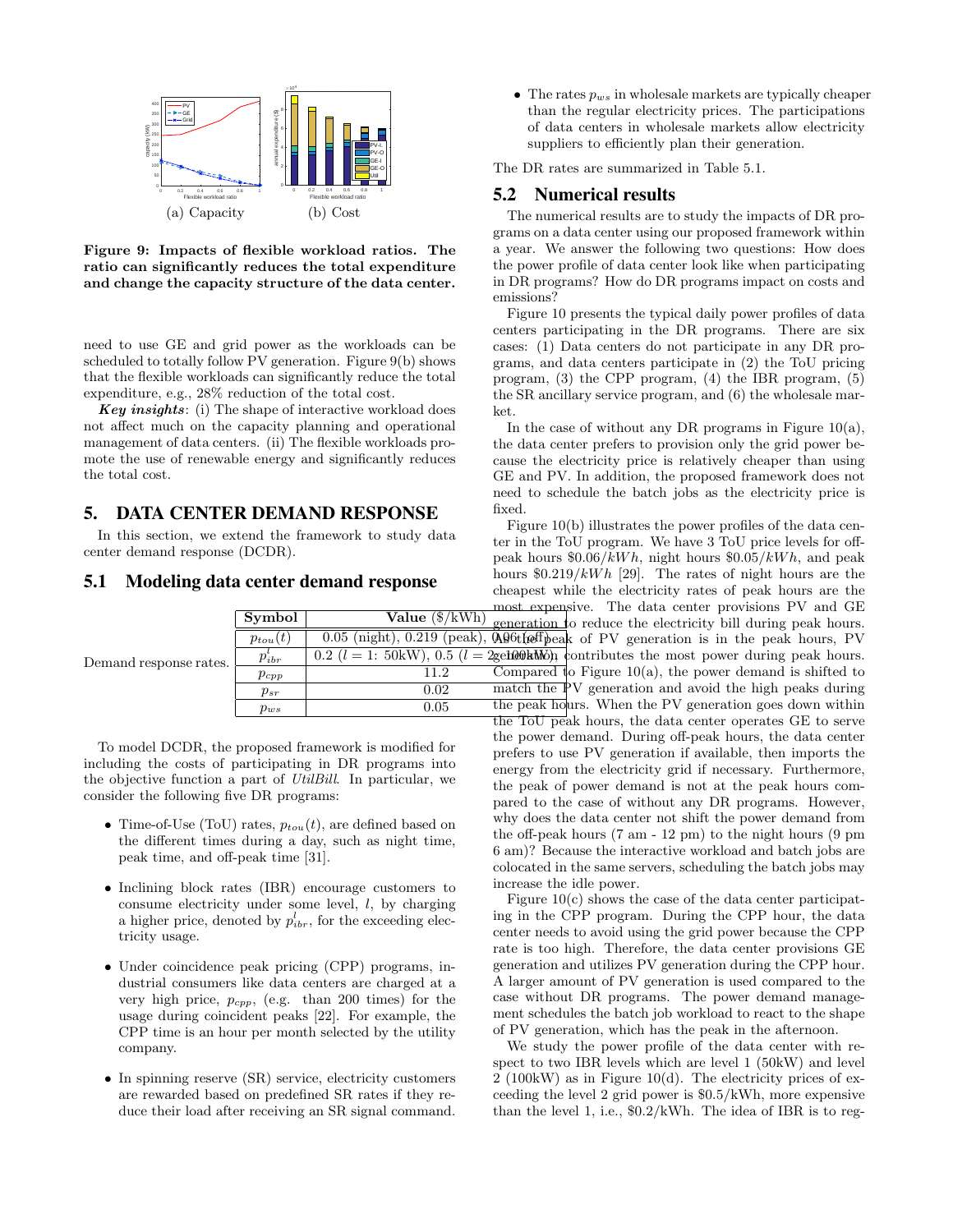(a) Capacity (b) Cost

**Figure 9: Impacts of flexible workload ratios. The ratio can significantly reduces the total expenditure and change the capacity structure of the data center.**

need to use GE and grid power as the workloads can be scheduled to totally follow PV generation. Figure 9(b) shows that the flexible workloads can significantly reduce the total expenditure, e.g., 28% reduction of the total cost.

***Key insights***: (i) The shape of interactive workload does not affect much on the capacity planning and operational management of data centers. (ii) The flexible workloads promote the use of renewable energy and significantly reduces the total cost.

## 5. DATA CENTER DEMAND RESPONSE

In this section, we extend the framework to study data center demand response (DCDR).

### 5.1 Modeling data center demand response

Demand response rates.

| Symbol | Value (\$/kWh) |
|---|---|
| $p_{tou}(t)$ | 0.05 (night), 0.219 (peak), 0.06 (off) |
| $p^l_{ibr}$ | 0.2 ($l$ = 1: 50kW), 0.5 ($l$ = 2: 100kW) |
| $p_{cpp}$ | 11.2 |
| $p_{sr}$ | 0.02 |
| $p_{ws}$ | 0.05 |

To model DCDR, the proposed framework is modified for including the costs of participating in DR programs into the objective function a part of *UtilBill*. In particular, we consider the following five DR programs:

- Time-of-Use (ToU) rates, $p_{tou}(t)$, are defined based on the different times during a day, such as night time, peak time, and off-peak time [31].
- Inclining block rates (IBR) encourage customers to consume electricity under some level, $l$, by charging a higher price, denoted by $p^l_{ibr}$, for the exceeding electricity usage.
- Under coincidence peak pricing (CPP) programs, industrial consumers like data centers are charged at a very high price, $p_{cpp}$, (e.g. than 200 times) for the usage during coincident peaks [22]. For example, the CPP time is an hour per month selected by the utility company.
- In spinning reserve (SR) service, electricity customers are rewarded based on predefined SR rates if they reduce their load after receiving an SR signal command.
- The rates $p_{ws}$ in wholesale markets are typically cheaper than the regular electricity prices. The participations of data centers in wholesale markets allow electricity suppliers to efficiently plan their generation.

The DR rates are summarized in Table 5.1.

### 5.2 Numerical results

The numerical results are to study the impacts of DR programs on a data center using our proposed framework within a year. We answer the following two questions: How does the power profile of data center look like when participating in DR programs? How do DR programs impact on costs and emissions?

Figure 10 presents the typical daily power profiles of data centers participating in the DR programs. There are six cases: (1) Data centers do not participate in any DR programs, and data centers participate in (2) the ToU pricing program, (3) the CPP program, (4) the IBR program, (5) the SR ancillary service program, and (6) the wholesale market.

In the case of without any DR programs in Figure 10(a), the data center prefers to provision only the grid power because the electricity price is relatively cheaper than using GE and PV. In addition, the proposed framework does not need to schedule the batch jobs as the electricity price is fixed.

Figure 10(b) illustrates the power profiles of the data center in the ToU program. We have 3 ToU price levels for off-peak hours $0.06/kWh, night hours $0.05/kWh, and peak hours $0.219/kWh [29]. The rates of night hours are the cheapest while the electricity rates of peak hours are the most expensive. The data center provisions PV and GE generation to reduce the electricity bill during peak hours. As the peak of PV generation is in the peak hours, PV generation contributes the most power during peak hours. Compared to Figure 10(a), the power demand is shifted to match the PV generation and avoid the high peaks during the peak hours. When the PV generation goes down within the ToU peak hours, the data center operates GE to serve the power demand. During off-peak hours, the data center prefers to use PV generation if available, then imports the energy from the electricity grid if necessary. Furthermore, the peak of power demand is not at the peak hours compared to the case of without any DR programs. However, why does the data center not shift the power demand from the off-peak hours (7 am - 12 pm) to the night hours (9 pm 6 am)? Because the interactive workload and batch jobs are colocated in the same servers, scheduling the batch jobs may increase the idle power.

Figure 10(c) shows the case of the data center participating in the CPP program. During the CPP hour, the data center needs to avoid using the grid power because the CPP rate is too high. Therefore, the data center provisions GE generation and utilizes PV generation during the CPP hour. A larger amount of PV generation is used compared to the case without DR programs. The power demand management schedules the batch job workload to react to the shape of PV generation, which has the peak in the afternoon.

We study the power profile of the data center with respect to two IBR levels which are level 1 (50kW) and level 2 (100kW) as in Figure 10(d). The electricity prices of exceeding the level 2 grid power is $0.5/kWh, more expensive than the level 1, i.e., $0.2/kWh. The idea of IBR is to reg-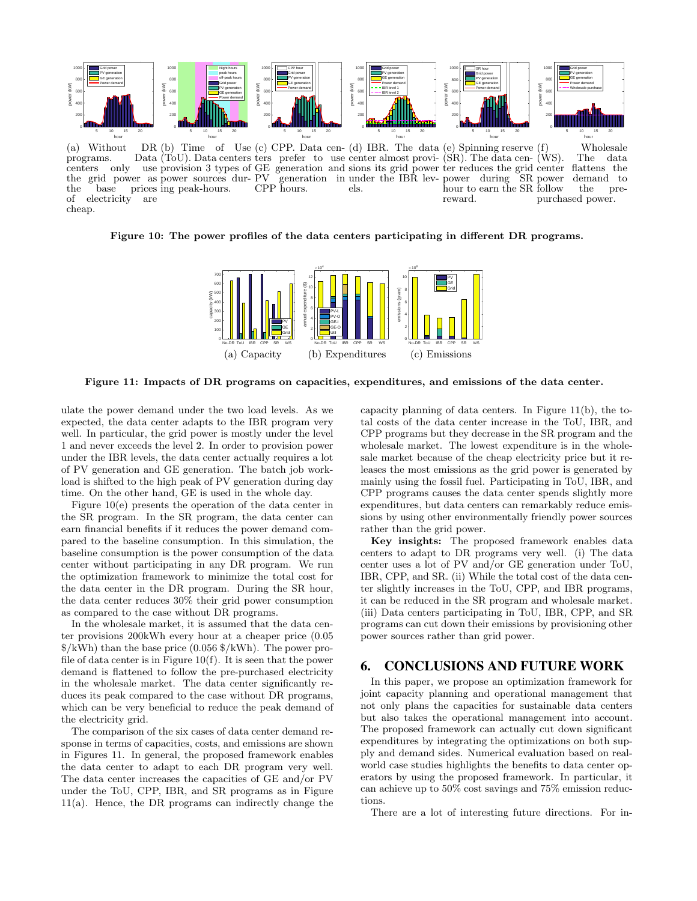(a) Without DR programs. Data centers only use the grid power as the base prices of electricity are cheap.

(b) Time of Use (ToU). Data centers provision 3 types of power sources during peak-hours.

(c) CPP. Data centers prefer to use GE generation and PV generation in CPP hours.

(d) IBR. The data center almost provisions its grid power under the IBR levels.

(e) Spinning reserve (SR). The data center reduces the grid power during SR hour to earn the SR reward.

(f) Wholesale (WS). The data center flattens the power demand to follow the pre-purchased power.

**Figure 10: The power profiles of the data centers participating in different DR programs.**

(a) Capacity (b) Expenditures (c) Emissions

**Figure 11: Impacts of DR programs on capacities, expenditures, and emissions of the data center.**

ulate the power demand under the two load levels. As we expected, the data center adapts to the IBR program very well. In particular, the grid power is mostly under the level 1 and never exceeds the level 2. In order to provision power under the IBR levels, the data center actually requires a lot of PV generation and GE generation. The batch job workload is shifted to the high peak of PV generation during day time. On the other hand, GE is used in the whole day.

Figure 10(e) presents the operation of the data center in the SR program. In the SR program, the data center can earn financial benefits if it reduces the power demand compared to the baseline consumption. In this simulation, the baseline consumption is the power consumption of the data center without participating in any DR program. We run the optimization framework to minimize the total cost for the data center in the DR program. During the SR hour, the data center reduces 30% their grid power consumption as compared to the case without DR programs.

In the wholesale market, it is assumed that the data center provisions 200kWh every hour at a cheaper price (0.05 \$/kWh) than the base price (0.056 \$/kWh). The power profile of data center is in Figure 10(f). It is seen that the power demand is flattened to follow the pre-purchased electricity in the wholesale market. The data center significantly reduces its peak compared to the case without DR programs, which can be very beneficial to reduce the peak demand of the electricity grid.

The comparison of the six cases of data center demand response in terms of capacities, costs, and emissions are shown in Figures 11. In general, the proposed framework enables the data center to adapt to each DR program very well. The data center increases the capacities of GE and/or PV under the ToU, CPP, IBR, and SR programs as in Figure 11(a). Hence, the DR programs can indirectly change the capacity planning of data centers. In Figure 11(b), the total costs of the data center increase in the ToU, IBR, and CPP programs but they decrease in the SR program and the wholesale market. The lowest expenditure is in the wholesale market because of the cheap electricity price but it releases the most emissions as the grid power is generated by mainly using the fossil fuel. Participating in ToU, IBR, and CPP programs causes the data center spends slightly more expenditures, but data centers can remarkably reduce emissions by using other environmentally friendly power sources rather than the grid power.

**Key insights:** The proposed framework enables data centers to adapt to DR programs very well. (i) The data center uses a lot of PV and/or GE generation under ToU, IBR, CPP, and SR. (ii) While the total cost of the data center slightly increases in the ToU, CPP, and IBR programs, it can be reduced in the SR program and wholesale market. (iii) Data centers participating in ToU, IBR, CPP, and SR programs can cut down their emissions by provisioning other power sources rather than grid power.

# 6. CONCLUSIONS AND FUTURE WORK

In this paper, we propose an optimization framework for joint capacity planning and operational management that not only plans the capacities for sustainable data centers but also takes the operational management into account. The proposed framework can actually cut down significant expenditures by integrating the optimizations on both supply and demand sides. Numerical evaluation based on real-world case studies highlights the benefits to data center operators by using the proposed framework. In particular, it can achieve up to 50% cost savings and 75% emission reductions.

There are a lot of interesting future directions. For in-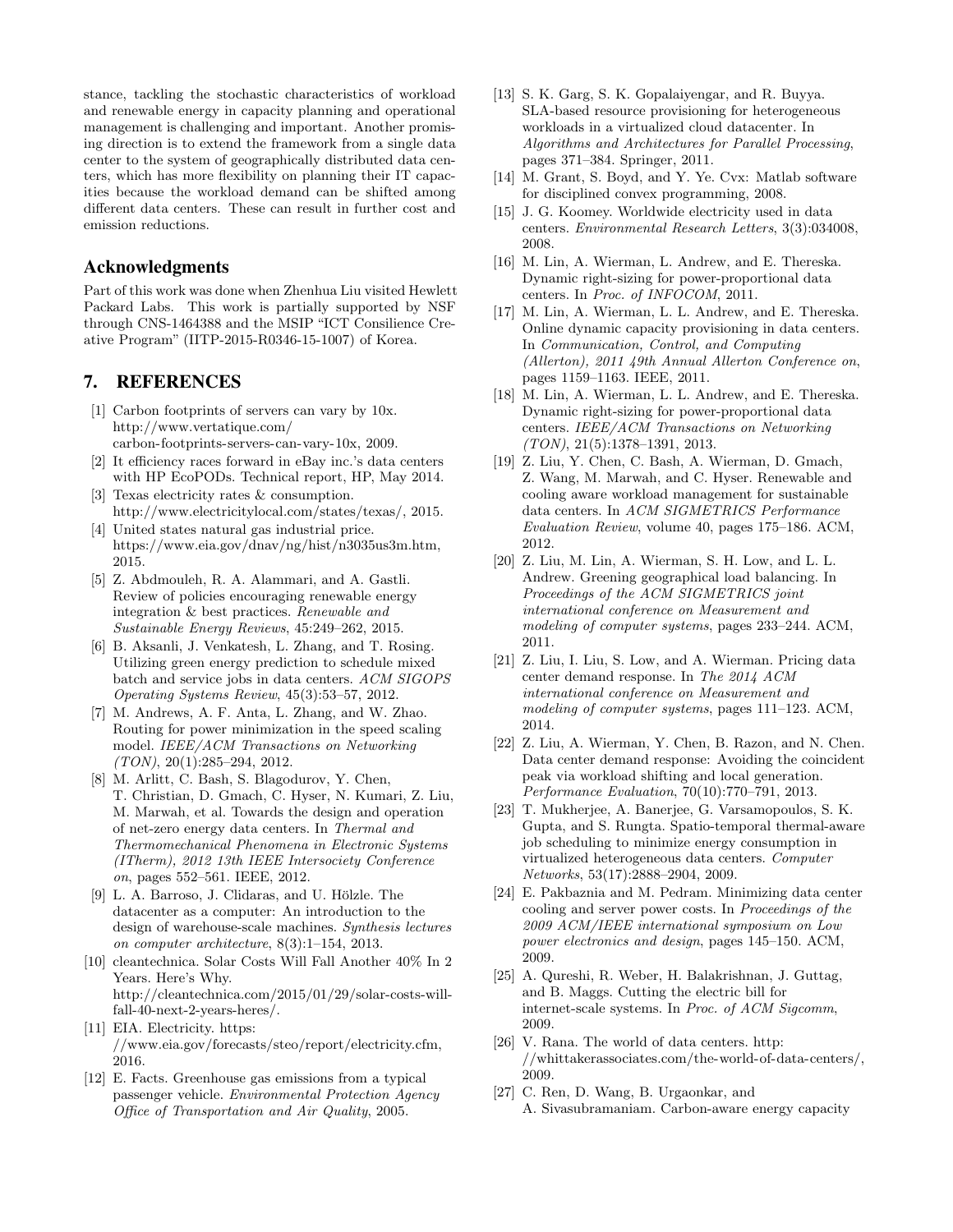stance, tackling the stochastic characteristics of workload and renewable energy in capacity planning and operational management is challenging and important. Another promising direction is to extend the framework from a single data center to the system of geographically distributed data centers, which has more flexibility on planning their IT capacities because the workload demand can be shifted among different data centers. These can result in further cost and emission reductions.

## Acknowledgments

Part of this work was done when Zhenhua Liu visited Hewlett Packard Labs. This work is partially supported by NSF through CNS-1464388 and the MSIP "ICT Consilience Creative Program" (IITP-2015-R0346-15-1007) of Korea.

## 7. REFERENCES

[1] Carbon footprints of servers can vary by 10x. http://www.vertatique.com/carbon-footprints-servers-can-vary-10x, 2009.

[2] It efficiency races forward in eBay inc.'s data centers with HP EcoPODs. Technical report, HP, May 2014.

[3] Texas electricity rates & consumption. http://www.electricitylocal.com/states/texas/, 2015.

[4] United states natural gas industrial price. https://www.eia.gov/dnav/ng/hist/n3035us3m.htm, 2015.

[5] Z. Abdmouleh, R. A. Alammari, and A. Gastli. Review of policies encouraging renewable energy integration & best practices. *Renewable and Sustainable Energy Reviews*, 45:249–262, 2015.

[6] B. Aksanli, J. Venkatesh, L. Zhang, and T. Rosing. Utilizing green energy prediction to schedule mixed batch and service jobs in data centers. *ACM SIGOPS Operating Systems Review*, 45(3):53–57, 2012.

[7] M. Andrews, A. F. Anta, L. Zhang, and W. Zhao. Routing for power minimization in the speed scaling model. *IEEE/ACM Transactions on Networking (TON)*, 20(1):285–294, 2012.

[8] M. Arlitt, C. Bash, S. Blagodurov, Y. Chen, T. Christian, D. Gmach, C. Hyser, N. Kumari, Z. Liu, M. Marwah, et al. Towards the design and operation of net-zero energy data centers. In *Thermal and Thermomechanical Phenomena in Electronic Systems (ITherm), 2012 13th IEEE Intersociety Conference on*, pages 552–561. IEEE, 2012.

[9] L. A. Barroso, J. Clidaras, and U. Hölzle. The datacenter as a computer: An introduction to the design of warehouse-scale machines. *Synthesis lectures on computer architecture*, 8(3):1–154, 2013.

[10] cleantechnica. Solar Costs Will Fall Another 40% In 2 Years. Here's Why. http://cleantechnica.com/2015/01/29/solar-costs-will-fall-40-next-2-years-heres/.

[11] EIA. Electricity. https://www.eia.gov/forecasts/steo/report/electricity.cfm, 2016.

[12] E. Facts. Greenhouse gas emissions from a typical passenger vehicle. *Environmental Protection Agency Office of Transportation and Air Quality*, 2005.

[13] S. K. Garg, S. K. Gopalaiyengar, and R. Buyya. SLA-based resource provisioning for heterogeneous workloads in a virtualized cloud datacenter. In *Algorithms and Architectures for Parallel Processing*, pages 371–384. Springer, 2011.

[14] M. Grant, S. Boyd, and Y. Ye. Cvx: Matlab software for disciplined convex programming, 2008.

[15] J. G. Koomey. Worldwide electricity used in data centers. *Environmental Research Letters*, 3(3):034008, 2008.

[16] M. Lin, A. Wierman, L. Andrew, and E. Thereska. Dynamic right-sizing for power-proportional data centers. In *Proc. of INFOCOM*, 2011.

[17] M. Lin, A. Wierman, L. L. Andrew, and E. Thereska. Online dynamic capacity provisioning in data centers. In *Communication, Control, and Computing (Allerton), 2011 49th Annual Allerton Conference on*, pages 1159–1163. IEEE, 2011.

[18] M. Lin, A. Wierman, L. L. Andrew, and E. Thereska. Dynamic right-sizing for power-proportional data centers. *IEEE/ACM Transactions on Networking (TON)*, 21(5):1378–1391, 2013.

[19] Z. Liu, Y. Chen, C. Bash, A. Wierman, D. Gmach, Z. Wang, M. Marwah, and C. Hyser. Renewable and cooling aware workload management for sustainable data centers. In *ACM SIGMETRICS Performance Evaluation Review*, volume 40, pages 175–186. ACM, 2012.

[20] Z. Liu, M. Lin, A. Wierman, S. H. Low, and L. L. Andrew. Greening geographical load balancing. In *Proceedings of the ACM SIGMETRICS joint international conference on Measurement and modeling of computer systems*, pages 233–244. ACM, 2011.

[21] Z. Liu, I. Liu, S. Low, and A. Wierman. Pricing data center demand response. In *The 2014 ACM international conference on Measurement and modeling of computer systems*, pages 111–123. ACM, 2014.

[22] Z. Liu, A. Wierman, Y. Chen, B. Razon, and N. Chen. Data center demand response: Avoiding the coincident peak via workload shifting and local generation. *Performance Evaluation*, 70(10):770–791, 2013.

[23] T. Mukherjee, A. Banerjee, G. Varsamopoulos, S. K. Gupta, and S. Rungta. Spatio-temporal thermal-aware job scheduling to minimize energy consumption in virtualized heterogeneous data centers. *Computer Networks*, 53(17):2888–2904, 2009.

[24] E. Pakbaznia and M. Pedram. Minimizing data center cooling and server power costs. In *Proceedings of the 2009 ACM/IEEE international symposium on Low power electronics and design*, pages 145–150. ACM, 2009.

[25] A. Qureshi, R. Weber, H. Balakrishnan, J. Guttag, and B. Maggs. Cutting the electric bill for internet-scale systems. In *Proc. of ACM Sigcomm*, 2009.

[26] V. Rana. The world of data centers. http://whittakerassociates.com/the-world-of-data-centers/, 2009.

[27] C. Ren, D. Wang, B. Urgaonkar, and A. Sivasubramaniam. Carbon-aware energy capacity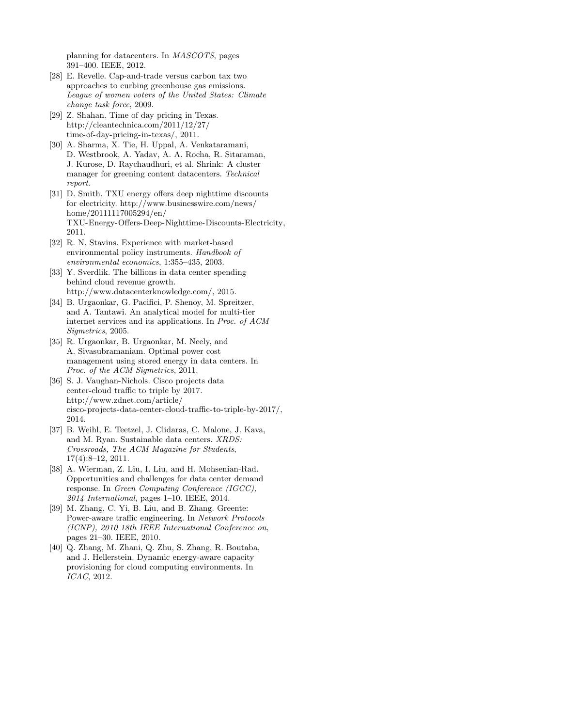planning for datacenters. In *MASCOTS*, pages 391–400. IEEE, 2012.

[28] E. Revelle. Cap-and-trade versus carbon tax two approaches to curbing greenhouse gas emissions. *League of women voters of the United States: Climate change task force*, 2009.

[29] Z. Shahan. Time of day pricing in Texas. http://cleantechnica.com/2011/12/27/time-of-day-pricing-in-texas/, 2011.

[30] A. Sharma, X. Tie, H. Uppal, A. Venkataramani, D. Westbrook, A. Yadav, A. A. Rocha, R. Sitaraman, J. Kurose, D. Raychaudhuri, et al. Shrink: A cluster manager for greening content datacenters. *Technical report*.

[31] D. Smith. TXU energy offers deep nighttime discounts for electricity. http://www.businesswire.com/news/home/20111117005294/en/TXU-Energy-Offers-Deep-Nighttime-Discounts-Electricity, 2011.

[32] R. N. Stavins. Experience with market-based environmental policy instruments. *Handbook of environmental economics*, 1:355–435, 2003.

[33] Y. Sverdlik. The billions in data center spending behind cloud revenue growth. http://www.datacenterknowledge.com/, 2015.

[34] B. Urgaonkar, G. Pacifici, P. Shenoy, M. Spreitzer, and A. Tantawi. An analytical model for multi-tier internet services and its applications. In *Proc. of ACM Sigmetrics*, 2005.

[35] R. Urgaonkar, B. Urgaonkar, M. Neely, and A. Sivasubramaniam. Optimal power cost management using stored energy in data centers. In *Proc. of the ACM Sigmetrics*, 2011.

[36] S. J. Vaughan-Nichols. Cisco projects data center-cloud traffic to triple by 2017. http://www.zdnet.com/article/cisco-projects-data-center-cloud-traffic-to-triple-by-2017/, 2014.

[37] B. Weihl, E. Teetzel, J. Clidaras, C. Malone, J. Kava, and M. Ryan. Sustainable data centers. *XRDS: Crossroads, The ACM Magazine for Students*, 17(4):8–12, 2011.

[38] A. Wierman, Z. Liu, I. Liu, and H. Mohsenian-Rad. Opportunities and challenges for data center demand response. In *Green Computing Conference (IGCC), 2014 International*, pages 1–10. IEEE, 2014.

[39] M. Zhang, C. Yi, B. Liu, and B. Zhang. Greente: Power-aware traffic engineering. In *Network Protocols (ICNP), 2010 18th IEEE International Conference on*, pages 21–30. IEEE, 2010.

[40] Q. Zhang, M. Zhani, Q. Zhu, S. Zhang, R. Boutaba, and J. Hellerstein. Dynamic energy-aware capacity provisioning for cloud computing environments. In *ICAC*, 2012.